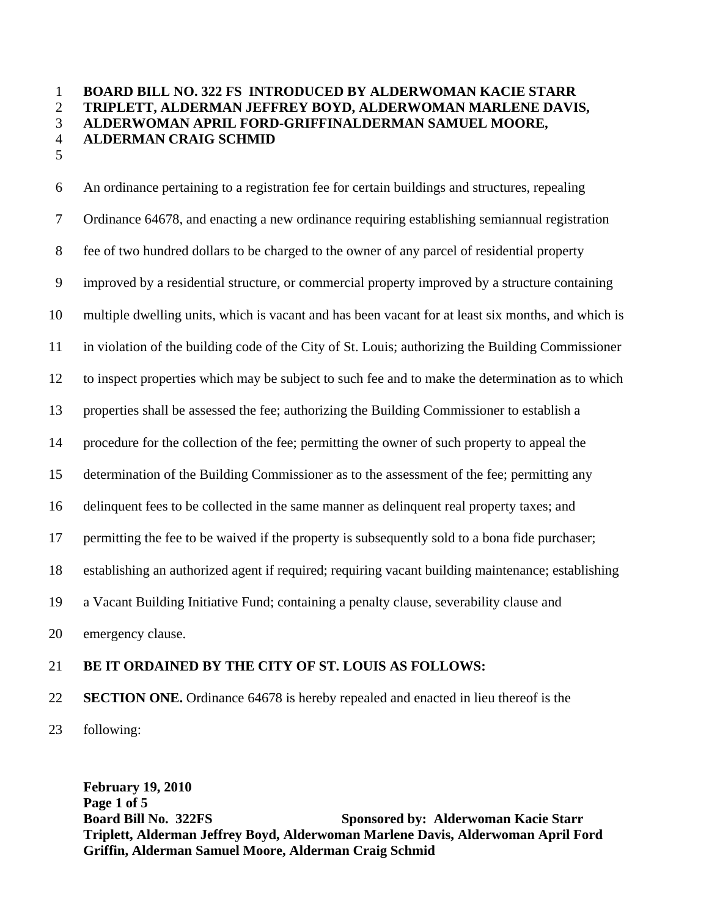**BOARD BILL NO. 322 FS INTRODUCED BY ALDERWOMAN KACIE STARR TRIPLETT, ALDERMAN JEFFREY BOYD, ALDERWOMAN MARLENE DAVIS, ALDERWOMAN APRIL FORD-GRIFFINALDERMAN SAMUEL MOORE, ALDERMAN CRAIG SCHMID**

An ordinance pertaining to a registration fee for certain buildings and structures, repealing Ordinance 64678, and enacting a new ordinance requiring establishing semiannual registration fee of two hundred dollars to be charged to the owner of any parcel of residential property improved by a residential structure, or commercial property improved by a structure containing multiple dwelling units, which is vacant and has been vacant for at least six months, and which is in violation of the building code of the City of St. Louis; authorizing the Building Commissioner to inspect properties which may be subject to such fee and to make the determination as to which properties shall be assessed the fee; authorizing the Building Commissioner to establish a procedure for the collection of the fee; permitting the owner of such property to appeal the determination of the Building Commissioner as to the assessment of the fee; permitting any delinquent fees to be collected in the same manner as delinquent real property taxes; and permitting the fee to be waived if the property is subsequently sold to a bona fide purchaser; establishing an authorized agent if required; requiring vacant building maintenance; establishing a Vacant Building Initiative Fund; containing a penalty clause, severability clause and emergency clause.

**BE IT ORDAINED BY THE CITY OF ST. LOUIS AS FOLLOWS:**

**SECTION ONE.** Ordinance 64678 is hereby repealed and enacted in lieu thereof is the following: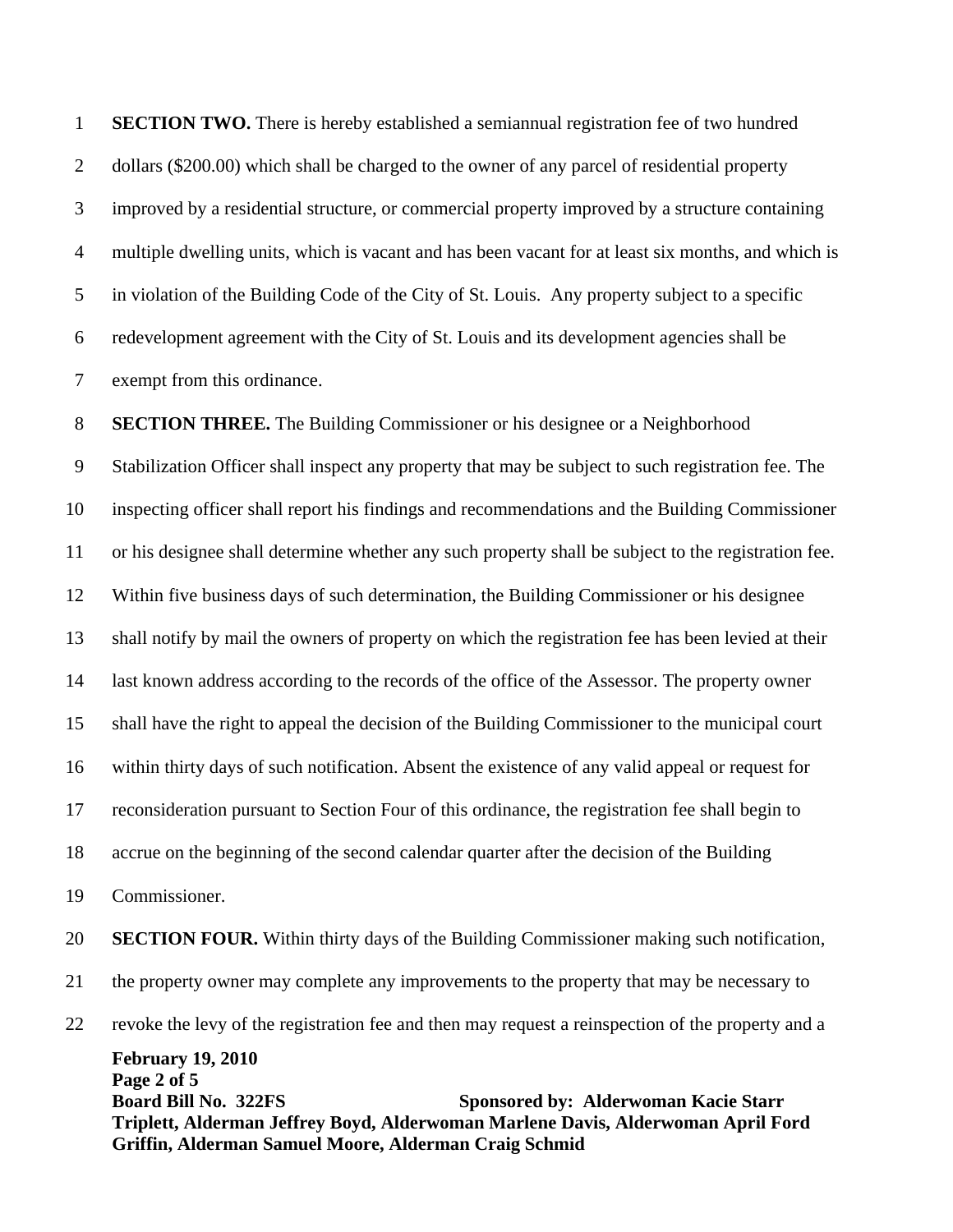**SECTION TWO.** There is hereby established a semiannual registration fee of two hundred dollars ($200.00) which shall be charged to the owner of any parcel of residential property improved by a residential structure, or commercial property improved by a structure containing multiple dwelling units, which is vacant and has been vacant for at least six months, and which is in violation of the Building Code of the City of St. Louis. Any property subject to a specific redevelopment agreement with the City of St. Louis and its development agencies shall be exempt from this ordinance.

**SECTION THREE.** The Building Commissioner or his designee or a Neighborhood Stabilization Officer shall inspect any property that may be subject to such registration fee. The inspecting officer shall report his findings and recommendations and the Building Commissioner or his designee shall determine whether any such property shall be subject to the registration fee. Within five business days of such determination, the Building Commissioner or his designee shall notify by mail the owners of property on which the registration fee has been levied at their last known address according to the records of the office of the Assessor. The property owner shall have the right to appeal the decision of the Building Commissioner to the municipal court within thirty days of such notification. Absent the existence of any valid appeal or request for reconsideration pursuant to Section Four of this ordinance, the registration fee shall begin to accrue on the beginning of the second calendar quarter after the decision of the Building Commissioner.

**SECTION FOUR.** Within thirty days of the Building Commissioner making such notification, the property owner may complete any improvements to the property that may be necessary to revoke the levy of the registration fee and then may request a reinspection of the property and a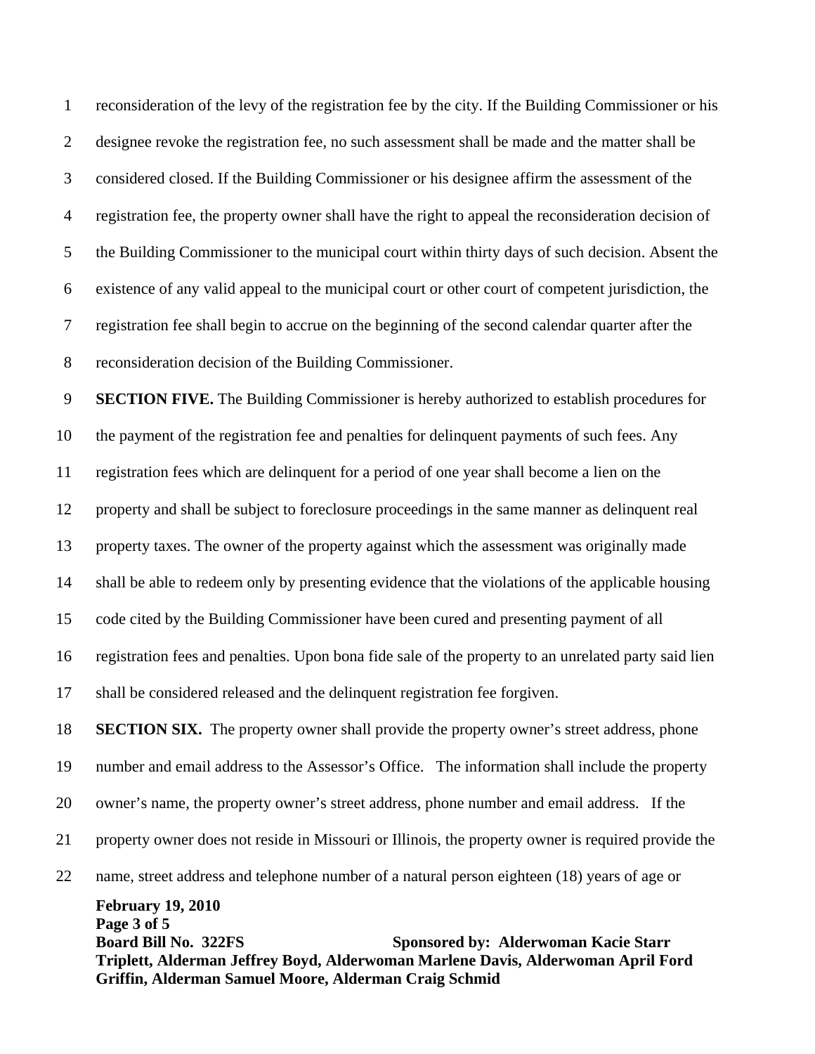reconsideration of the levy of the registration fee by the city. If the Building Commissioner or his designee revoke the registration fee, no such assessment shall be made and the matter shall be considered closed. If the Building Commissioner or his designee affirm the assessment of the registration fee, the property owner shall have the right to appeal the reconsideration decision of the Building Commissioner to the municipal court within thirty days of such decision. Absent the existence of any valid appeal to the municipal court or other court of competent jurisdiction, the registration fee shall begin to accrue on the beginning of the second calendar quarter after the reconsideration decision of the Building Commissioner.

**SECTION FIVE.** The Building Commissioner is hereby authorized to establish procedures for the payment of the registration fee and penalties for delinquent payments of such fees. Any registration fees which are delinquent for a period of one year shall become a lien on the property and shall be subject to foreclosure proceedings in the same manner as delinquent real property taxes. The owner of the property against which the assessment was originally made shall be able to redeem only by presenting evidence that the violations of the applicable housing code cited by the Building Commissioner have been cured and presenting payment of all registration fees and penalties. Upon bona fide sale of the property to an unrelated party said lien shall be considered released and the delinquent registration fee forgiven.

**SECTION SIX.** The property owner shall provide the property owner's street address, phone number and email address to the Assessor's Office. The information shall include the property owner's name, the property owner's street address, phone number and email address. If the property owner does not reside in Missouri or Illinois, the property owner is required provide the name, street address and telephone number of a natural person eighteen (18) years of age or

**February 19, 2010**
**Board Bill No. 322FS** **Sponsored by: Alderwoman Kacie Starr Triplett, Alderman Jeffrey Boyd, Alderwoman Marlene Davis, Alderwoman April Ford Griffin, Alderman Samuel Moore, Alderman Craig Schmid**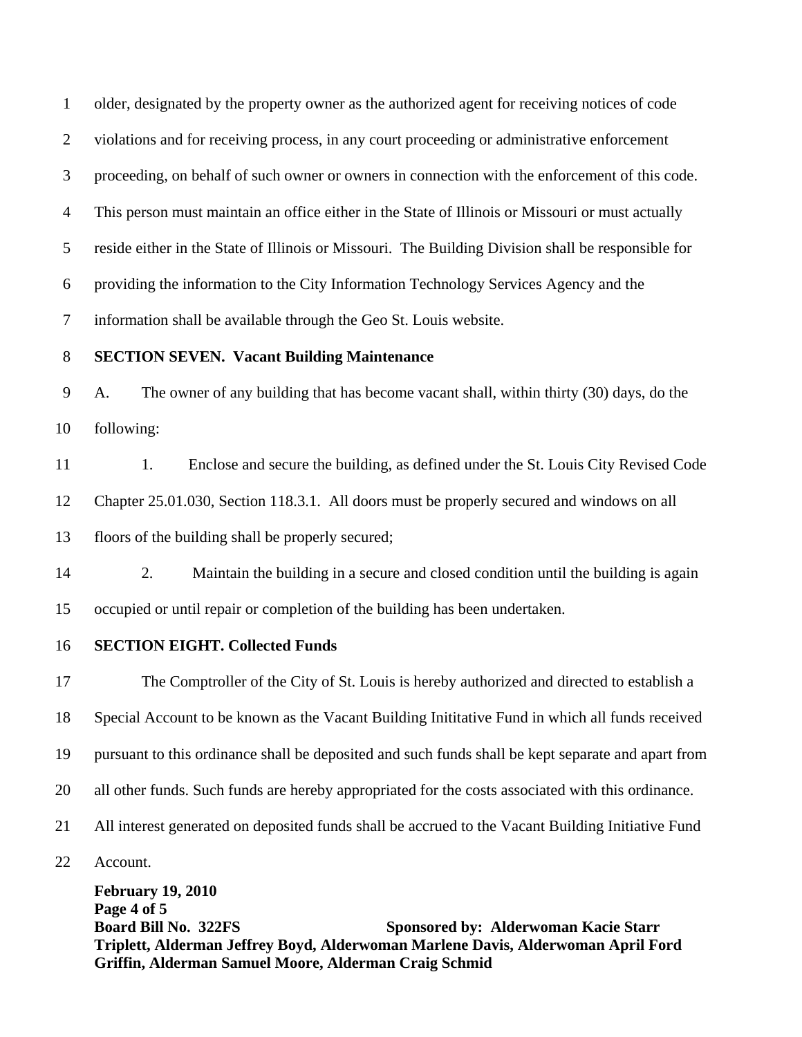older, designated by the property owner as the authorized agent for receiving notices of code violations and for receiving process, in any court proceeding or administrative enforcement proceeding, on behalf of such owner or owners in connection with the enforcement of this code. This person must maintain an office either in the State of Illinois or Missouri or must actually reside either in the State of Illinois or Missouri. The Building Division shall be responsible for providing the information to the City Information Technology Services Agency and the information shall be available through the Geo St. Louis website.

**SECTION SEVEN. Vacant Building Maintenance**

A. The owner of any building that has become vacant shall, within thirty (30) days, do the following:

1. Enclose and secure the building, as defined under the St. Louis City Revised Code Chapter 25.01.030, Section 118.3.1. All doors must be properly secured and windows on all floors of the building shall be properly secured;

2. Maintain the building in a secure and closed condition until the building is again occupied or until repair or completion of the building has been undertaken.

**SECTION EIGHT. Collected Funds**

The Comptroller of the City of St. Louis is hereby authorized and directed to establish a Special Account to be known as the Vacant Building Inititative Fund in which all funds received pursuant to this ordinance shall be deposited and such funds shall be kept separate and apart from all other funds. Such funds are hereby appropriated for the costs associated with this ordinance. All interest generated on deposited funds shall be accrued to the Vacant Building Initiative Fund Account.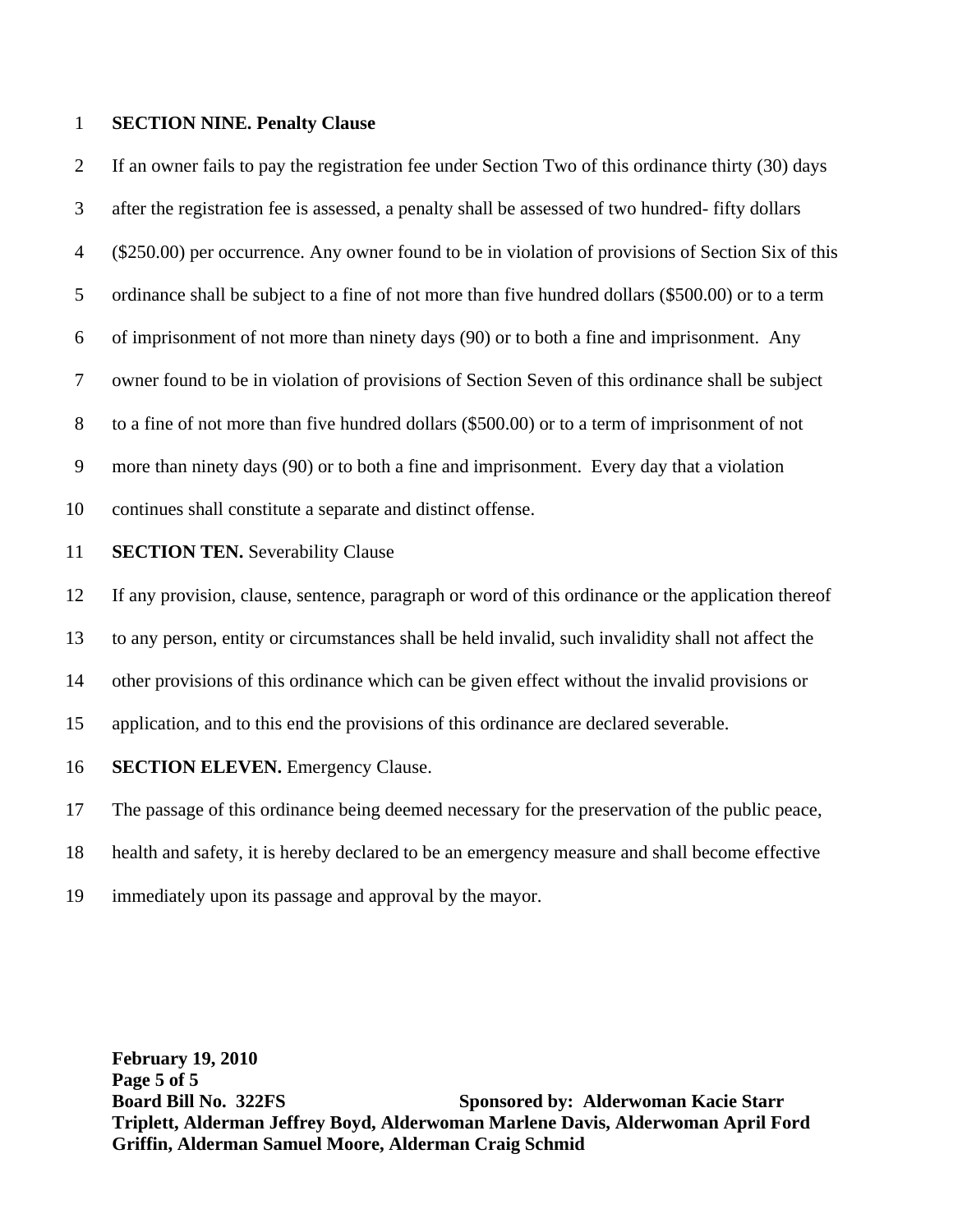**SECTION NINE. Penalty Clause**

If an owner fails to pay the registration fee under Section Two of this ordinance thirty (30) days after the registration fee is assessed, a penalty shall be assessed of two hundred- fifty dollars ($250.00) per occurrence. Any owner found to be in violation of provisions of Section Six of this ordinance shall be subject to a fine of not more than five hundred dollars ($500.00) or to a term of imprisonment of not more than ninety days (90) or to both a fine and imprisonment. Any owner found to be in violation of provisions of Section Seven of this ordinance shall be subject to a fine of not more than five hundred dollars ($500.00) or to a term of imprisonment of not more than ninety days (90) or to both a fine and imprisonment. Every day that a violation continues shall constitute a separate and distinct offense.

**SECTION TEN.** Severability Clause

If any provision, clause, sentence, paragraph or word of this ordinance or the application thereof to any person, entity or circumstances shall be held invalid, such invalidity shall not affect the other provisions of this ordinance which can be given effect without the invalid provisions or application, and to this end the provisions of this ordinance are declared severable.

**SECTION ELEVEN.** Emergency Clause.

The passage of this ordinance being deemed necessary for the preservation of the public peace, health and safety, it is hereby declared to be an emergency measure and shall become effective immediately upon its passage and approval by the mayor.

**February 19, 2010**
**Board Bill No. 322FS** **Sponsored by: Alderwoman Kacie Starr Triplett, Alderman Jeffrey Boyd, Alderwoman Marlene Davis, Alderwoman April Ford Griffin, Alderman Samuel Moore, Alderman Craig Schmid**